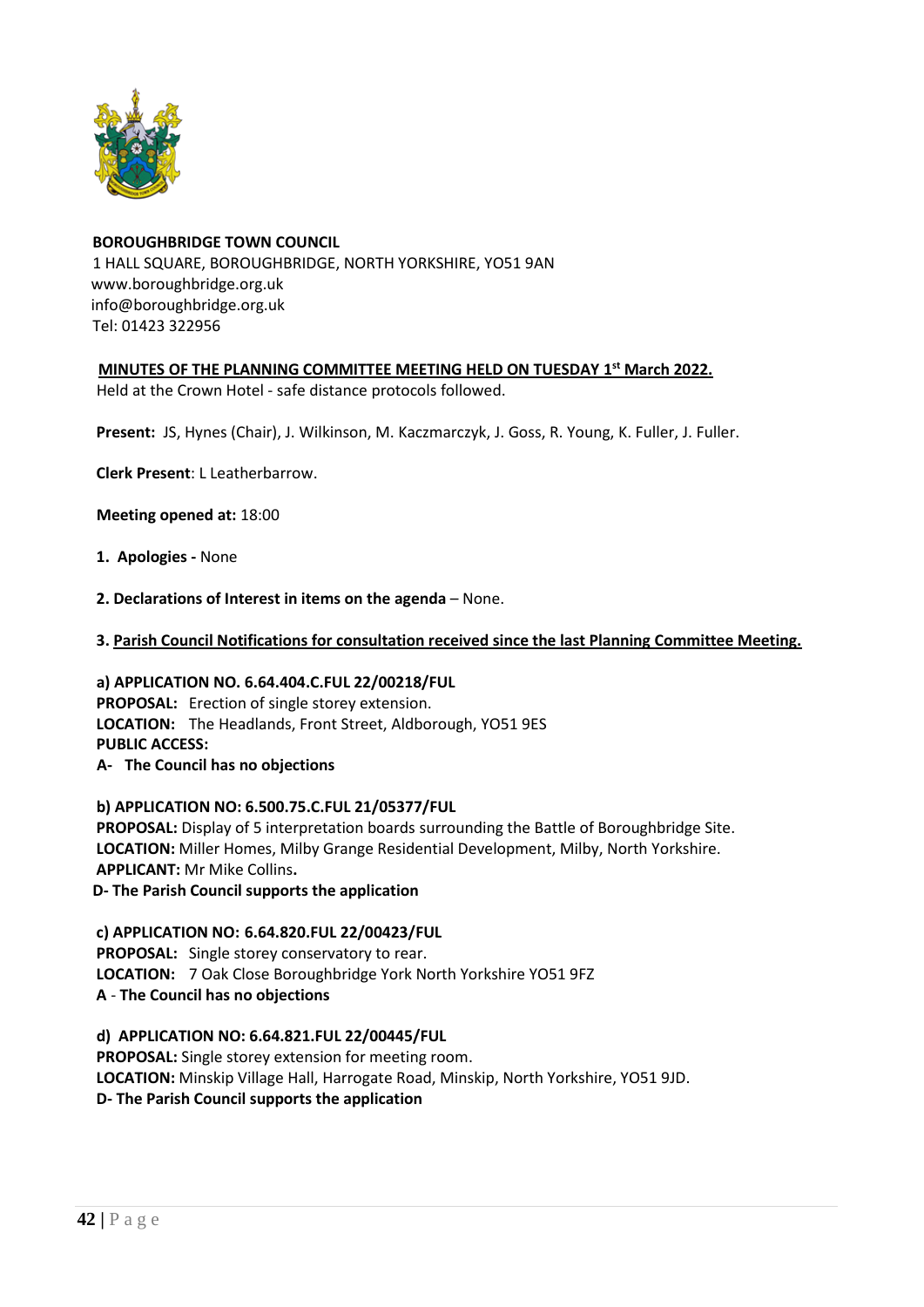**BOROUGHBRIDGE TOWN COUNCIL**
1 HALL SQUARE, BOROUGHBRIDGE, NORTH YORKSHIRE, YO51 9AN
www.boroughbridge.org.uk
info@boroughbridge.org.uk
Tel: 01423 322956

**MINUTES OF THE PLANNING COMMITTEE MEETING HELD ON TUESDAY 1st March 2022.**

Held at the Crown Hotel - safe distance protocols followed.

**Present:** JS, Hynes (Chair), J. Wilkinson, M. Kaczmarczyk, J. Goss, R. Young, K. Fuller, J. Fuller.

**Clerk Present**: L Leatherbarrow.

**Meeting opened at:** 18:00

**1. Apologies -** None

**2. Declarations of Interest in items on the agenda** – None.

**3. Parish Council Notifications for consultation received since the last Planning Committee Meeting.**

**a) APPLICATION NO. 6.64.404.C.FUL 22/00218/FUL**
**PROPOSAL:** Erection of single storey extension.
**LOCATION:** The Headlands, Front Street, Aldborough, YO51 9ES
**PUBLIC ACCESS:**
**A- The Council has no objections**

**b) APPLICATION NO: 6.500.75.C.FUL 21/05377/FUL**
**PROPOSAL:** Display of 5 interpretation boards surrounding the Battle of Boroughbridge Site.
**LOCATION:** Miller Homes, Milby Grange Residential Development, Milby, North Yorkshire.
**APPLICANT:** Mr Mike Collins**.**
**D- The Parish Council supports the application**

**c) APPLICATION NO: 6.64.820.FUL 22/00423/FUL**
**PROPOSAL:** Single storey conservatory to rear.
**LOCATION:** 7 Oak Close Boroughbridge York North Yorkshire YO51 9FZ
**A** - **The Council has no objections**

**d) APPLICATION NO: 6.64.821.FUL 22/00445/FUL**
**PROPOSAL:** Single storey extension for meeting room.
**LOCATION:** Minskip Village Hall, Harrogate Road, Minskip, North Yorkshire, YO51 9JD.
**D- The Parish Council supports the application**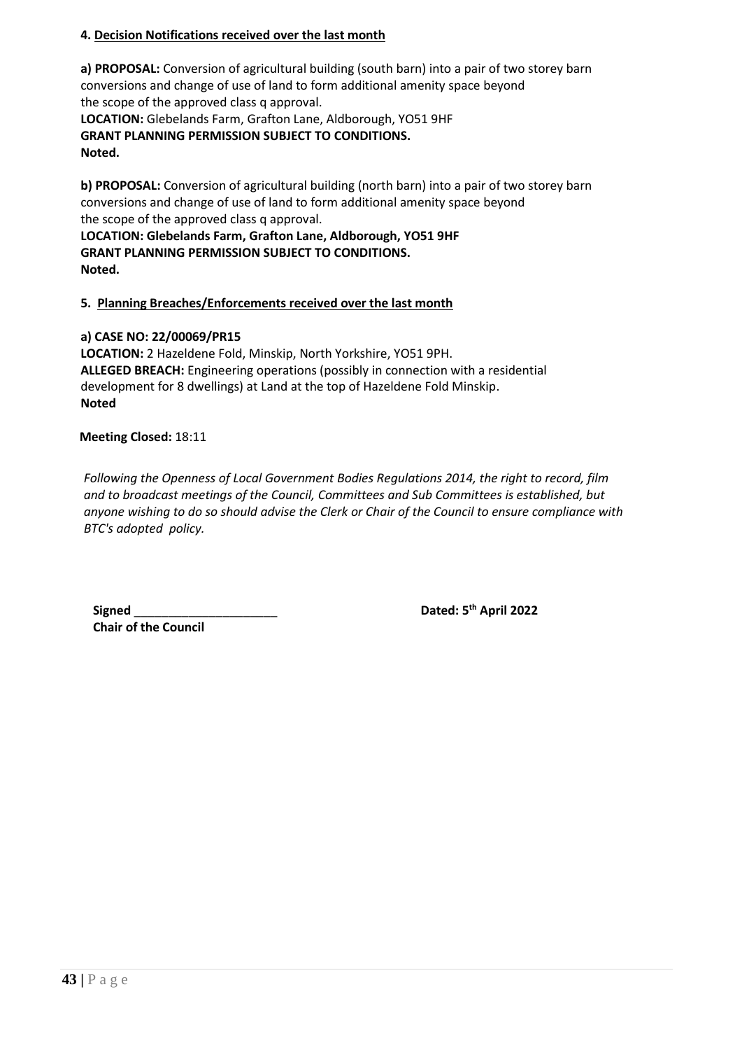#### 4. Decision Notifications received over the last month

**a) PROPOSAL:** Conversion of agricultural building (south barn) into a pair of two storey barn conversions and change of use of land to form additional amenity space beyond the scope of the approved class q approval.
**LOCATION:** Glebelands Farm, Grafton Lane, Aldborough, YO51 9HF
**GRANT PLANNING PERMISSION SUBJECT TO CONDITIONS.**
**Noted.**

**b) PROPOSAL:** Conversion of agricultural building (north barn) into a pair of two storey barn conversions and change of use of land to form additional amenity space beyond the scope of the approved class q approval.
**LOCATION: Glebelands Farm, Grafton Lane, Aldborough, YO51 9HF**
**GRANT PLANNING PERMISSION SUBJECT TO CONDITIONS.**
**Noted.**

#### 5. Planning Breaches/Enforcements received over the last month

**a) CASE NO: 22/00069/PR15**
**LOCATION:** 2 Hazeldene Fold, Minskip, North Yorkshire, YO51 9PH.
**ALLEGED BREACH:** Engineering operations (possibly in connection with a residential development for 8 dwellings) at Land at the top of Hazeldene Fold Minskip.
**Noted**

**Meeting Closed:** 18:11

*Following the Openness of Local Government Bodies Regulations 2014, the right to record, film and to broadcast meetings of the Council, Committees and Sub Committees is established, but anyone wishing to do so should advise the Clerk or Chair of the Council to ensure compliance with BTC's adopted policy.*

**Signed** _____________________
**Chair of the Council**

**Dated: 5th April 2022**